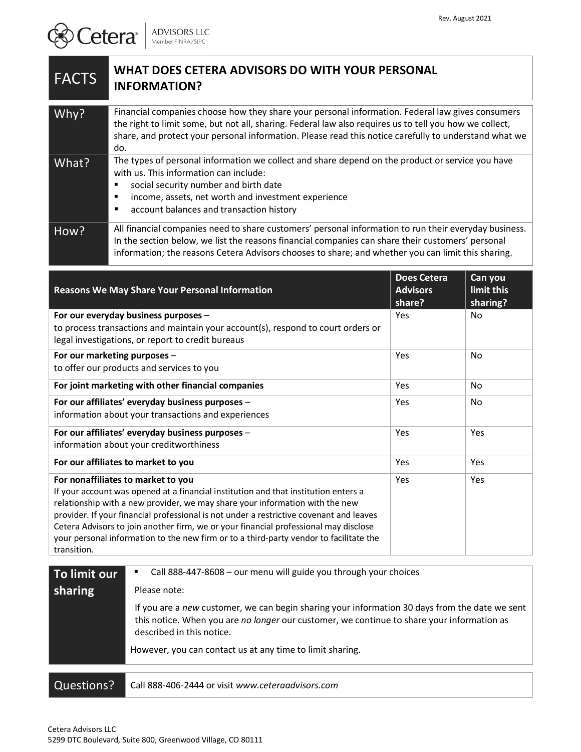Rev. August 2021

Cetera ADVISORS LLC
Member FINRA/SIPC

# FACTS — WHAT DOES CETERA ADVISORS DO WITH YOUR PERSONAL INFORMATION?

| | |
|---|---|
| **Why?** | Financial companies choose how they share your personal information. Federal law gives consumers the right to limit some, but not all, sharing. Federal law also requires us to tell you how we collect, share, and protect your personal information. Please read this notice carefully to understand what we do. |
| **What?** | The types of personal information we collect and share depend on the product or service you have with us. This information can include:<br>▪ social security number and birth date<br>▪ income, assets, net worth and investment experience<br>▪ account balances and transaction history |
| **How?** | All financial companies need to share customers' personal information to run their everyday business. In the section below, we list the reasons financial companies can share their customers' personal information; the reasons Cetera Advisors chooses to share; and whether you can limit this sharing. |

| Reasons We May Share Your Personal Information | Does Cetera Advisors share? | Can you limit this sharing? |
|---|---|---|
| **For our everyday business purposes** – to process transactions and maintain your account(s), respond to court orders or legal investigations, or report to credit bureaus | Yes | No |
| **For our marketing purposes** – to offer our products and services to you | Yes | No |
| **For joint marketing with other financial companies** | Yes | No |
| **For our affiliates' everyday business purposes** – information about your transactions and experiences | Yes | No |
| **For our affiliates' everyday business purposes** – information about your creditworthiness | Yes | Yes |
| **For our affiliates to market to you** | Yes | Yes |
| **For nonaffiliates to market to you** If your account was opened at a financial institution and that institution enters a relationship with a new provider, we may share your information with the new provider. If your financial professional is not under a restrictive covenant and leaves Cetera Advisors to join another firm, we or your financial professional may disclose your personal information to the new firm or to a third-party vendor to facilitate the transition. | Yes | Yes |

| | |
|---|---|
| **To limit our sharing** | ▪ Call 888-447-8608 – our menu will guide you through your choices<br><br>Please note:<br><br>If you are a *new* customer, we can begin sharing your information 30 days from the date we sent this notice. When you are *no longer* our customer, we continue to share your information as described in this notice.<br><br>However, you can contact us at any time to limit sharing. |

| | |
|---|---|
| **Questions?** | Call 888-406-2444 or visit *www.ceteraadvisors.com* |

Cetera Advisors LLC
5299 DTC Boulevard, Suite 800, Greenwood Village, CO 80111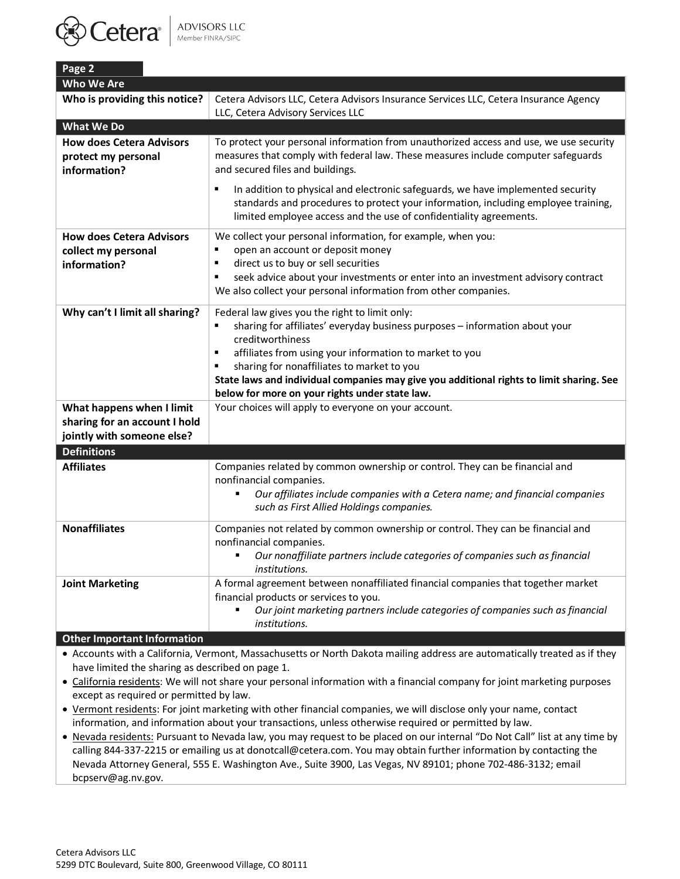**Page 2**

| | |
|---|---|
| **Who We Are** | |
| **Who is providing this notice?** | Cetera Advisors LLC, Cetera Advisors Insurance Services LLC, Cetera Insurance Agency LLC, Cetera Advisory Services LLC |
| **What We Do** | |
| **How does Cetera Advisors protect my personal information?** | To protect your personal information from unauthorized access and use, we use security measures that comply with federal law. These measures include computer safeguards and secured files and buildings.<br>▪ In addition to physical and electronic safeguards, we have implemented security standards and procedures to protect your information, including employee training, limited employee access and the use of confidentiality agreements. |
| **How does Cetera Advisors collect my personal information?** | We collect your personal information, for example, when you:<br>▪ open an account or deposit money<br>▪ direct us to buy or sell securities<br>▪ seek advice about your investments or enter into an investment advisory contract<br>We also collect your personal information from other companies. |
| **Why can't I limit all sharing?** | Federal law gives you the right to limit only:<br>▪ sharing for affiliates' everyday business purposes – information about your creditworthiness<br>▪ affiliates from using your information to market to you<br>▪ sharing for nonaffiliates to market to you<br>**State laws and individual companies may give you additional rights to limit sharing. See below for more on your rights under state law.** |
| **What happens when I limit sharing for an account I hold jointly with someone else?** | Your choices will apply to everyone on your account. |
| **Definitions** | |
| **Affiliates** | Companies related by common ownership or control. They can be financial and nonfinancial companies.<br>▪ *Our affiliates include companies with a Cetera name; and financial companies such as First Allied Holdings companies.* |
| **Nonaffiliates** | Companies not related by common ownership or control. They can be financial and nonfinancial companies.<br>▪ *Our nonaffiliate partners include categories of companies such as financial institutions.* |
| **Joint Marketing** | A formal agreement between nonaffiliated financial companies that together market financial products or services to you.<br>▪ *Our joint marketing partners include categories of companies such as financial institutions.* |

**Other Important Information**

- Accounts with a California, Vermont, Massachusetts or North Dakota mailing address are automatically treated as if they have limited the sharing as described on page 1.
- California residents: We will not share your personal information with a financial company for joint marketing purposes except as required or permitted by law.
- Vermont residents: For joint marketing with other financial companies, we will disclose only your name, contact information, and information about your transactions, unless otherwise required or permitted by law.
- Nevada residents: Pursuant to Nevada law, you may request to be placed on our internal "Do Not Call" list at any time by calling 844-337-2215 or emailing us at donotcall@cetera.com. You may obtain further information by contacting the Nevada Attorney General, 555 E. Washington Ave., Suite 3900, Las Vegas, NV 89101; phone 702-486-3132; email bcpserv@ag.nv.gov.

Cetera Advisors LLC
5299 DTC Boulevard, Suite 800, Greenwood Village, CO 80111